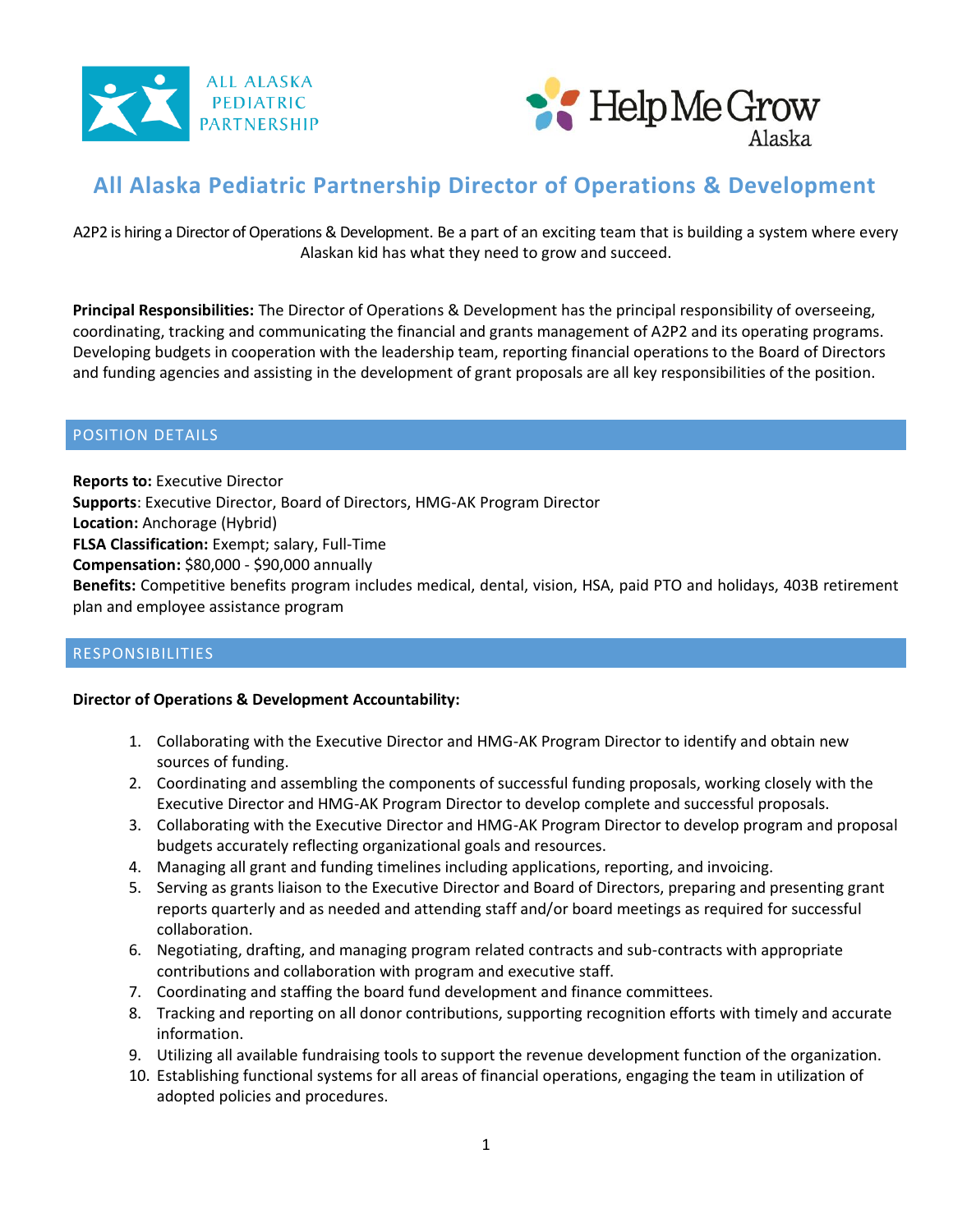ALL ALASKA PEDIATRIC PARTNERSHIP

Help Me Grow Alaska

# All Alaska Pediatric Partnership Director of Operations & Development

A2P2 is hiring a Director of Operations & Development. Be a part of an exciting team that is building a system where every Alaskan kid has what they need to grow and succeed.

**Principal Responsibilities:** The Director of Operations & Development has the principal responsibility of overseeing, coordinating, tracking and communicating the financial and grants management of A2P2 and its operating programs. Developing budgets in cooperation with the leadership team, reporting financial operations to the Board of Directors and funding agencies and assisting in the development of grant proposals are all key responsibilities of the position.

## POSITION DETAILS

**Reports to:** Executive Director
**Supports**: Executive Director, Board of Directors, HMG-AK Program Director
**Location:** Anchorage (Hybrid)
**FLSA Classification:** Exempt; salary, Full-Time
**Compensation:** $80,000 - $90,000 annually
**Benefits:** Competitive benefits program includes medical, dental, vision, HSA, paid PTO and holidays, 403B retirement plan and employee assistance program

## RESPONSIBILITIES

**Director of Operations & Development Accountability:**

1. Collaborating with the Executive Director and HMG-AK Program Director to identify and obtain new sources of funding.
2. Coordinating and assembling the components of successful funding proposals, working closely with the Executive Director and HMG-AK Program Director to develop complete and successful proposals.
3. Collaborating with the Executive Director and HMG-AK Program Director to develop program and proposal budgets accurately reflecting organizational goals and resources.
4. Managing all grant and funding timelines including applications, reporting, and invoicing.
5. Serving as grants liaison to the Executive Director and Board of Directors, preparing and presenting grant reports quarterly and as needed and attending staff and/or board meetings as required for successful collaboration.
6. Negotiating, drafting, and managing program related contracts and sub-contracts with appropriate contributions and collaboration with program and executive staff.
7. Coordinating and staffing the board fund development and finance committees.
8. Tracking and reporting on all donor contributions, supporting recognition efforts with timely and accurate information.
9. Utilizing all available fundraising tools to support the revenue development function of the organization.
10. Establishing functional systems for all areas of financial operations, engaging the team in utilization of adopted policies and procedures.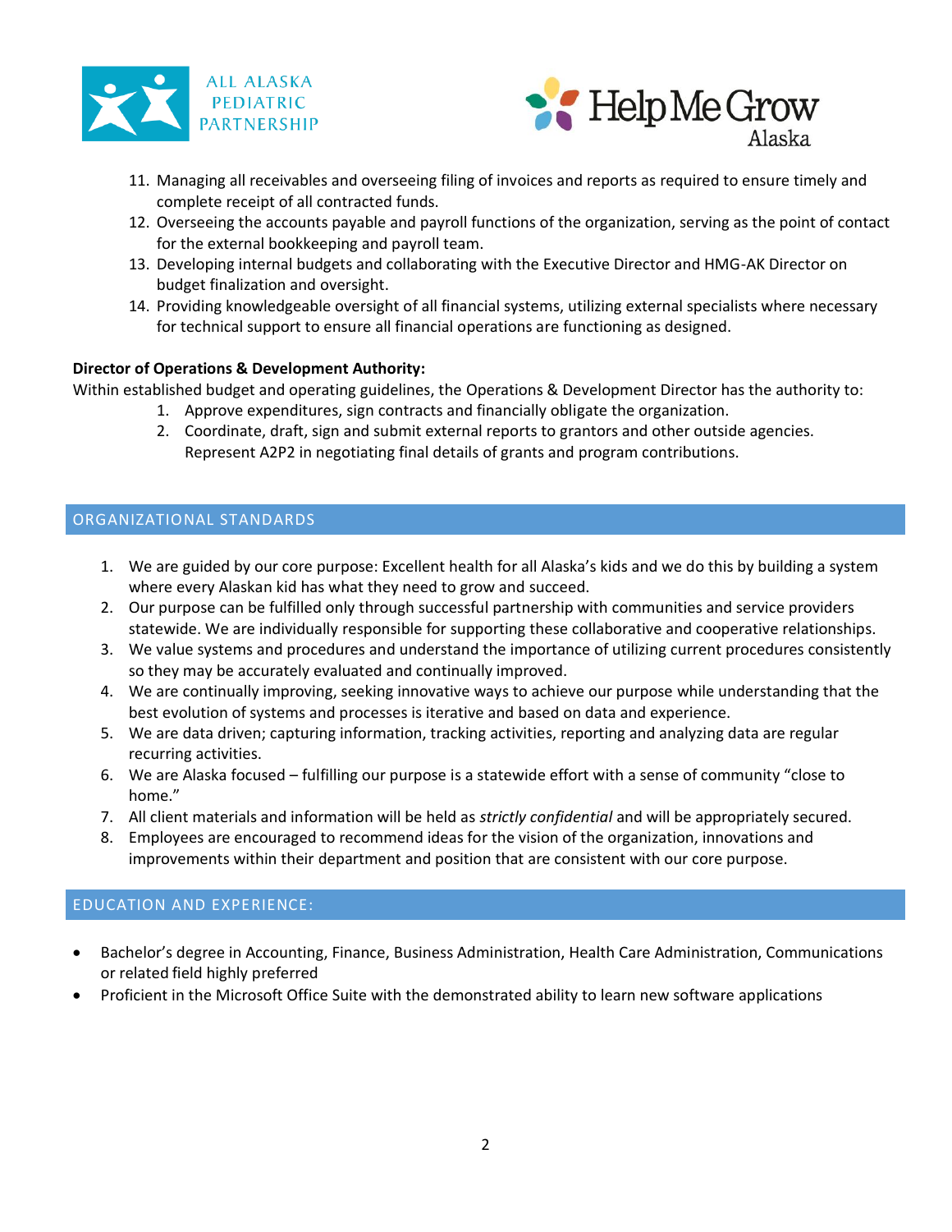11. Managing all receivables and overseeing filing of invoices and reports as required to ensure timely and complete receipt of all contracted funds.
12. Overseeing the accounts payable and payroll functions of the organization, serving as the point of contact for the external bookkeeping and payroll team.
13. Developing internal budgets and collaborating with the Executive Director and HMG-AK Director on budget finalization and oversight.
14. Providing knowledgeable oversight of all financial systems, utilizing external specialists where necessary for technical support to ensure all financial operations are functioning as designed.

**Director of Operations & Development Authority:**

Within established budget and operating guidelines, the Operations & Development Director has the authority to:

1. Approve expenditures, sign contracts and financially obligate the organization.
2. Coordinate, draft, sign and submit external reports to grantors and other outside agencies. Represent A2P2 in negotiating final details of grants and program contributions.

## ORGANIZATIONAL STANDARDS

1. We are guided by our core purpose: Excellent health for all Alaska's kids and we do this by building a system where every Alaskan kid has what they need to grow and succeed.
2. Our purpose can be fulfilled only through successful partnership with communities and service providers statewide. We are individually responsible for supporting these collaborative and cooperative relationships.
3. We value systems and procedures and understand the importance of utilizing current procedures consistently so they may be accurately evaluated and continually improved.
4. We are continually improving, seeking innovative ways to achieve our purpose while understanding that the best evolution of systems and processes is iterative and based on data and experience.
5. We are data driven; capturing information, tracking activities, reporting and analyzing data are regular recurring activities.
6. We are Alaska focused – fulfilling our purpose is a statewide effort with a sense of community "close to home."
7. All client materials and information will be held as *strictly confidential* and will be appropriately secured.
8. Employees are encouraged to recommend ideas for the vision of the organization, innovations and improvements within their department and position that are consistent with our core purpose.

## EDUCATION AND EXPERIENCE:

- Bachelor's degree in Accounting, Finance, Business Administration, Health Care Administration, Communications or related field highly preferred
- Proficient in the Microsoft Office Suite with the demonstrated ability to learn new software applications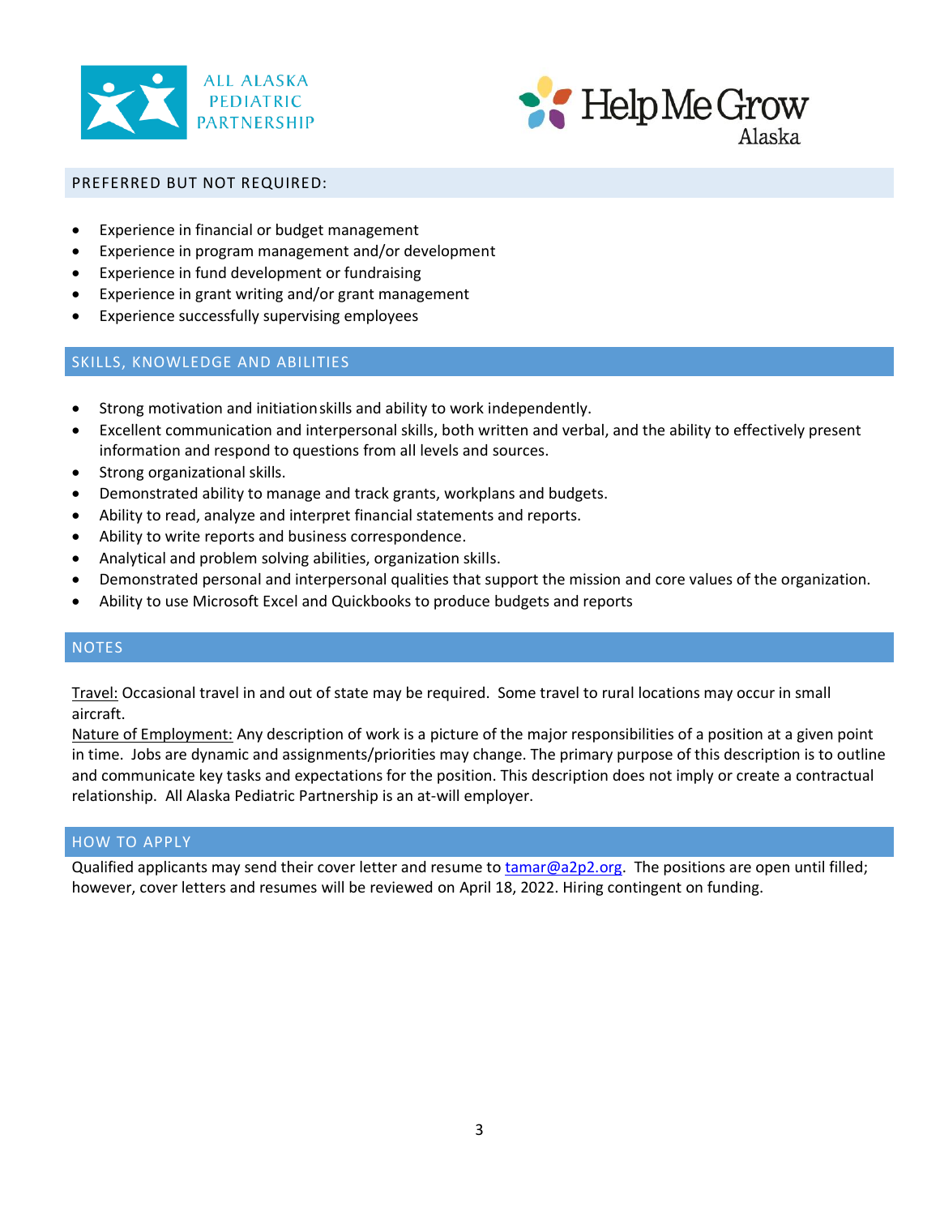## PREFERRED BUT NOT REQUIRED:

- Experience in financial or budget management
- Experience in program management and/or development
- Experience in fund development or fundraising
- Experience in grant writing and/or grant management
- Experience successfully supervising employees

## SKILLS, KNOWLEDGE AND ABILITIES

- Strong motivation and initiation skills and ability to work independently.
- Excellent communication and interpersonal skills, both written and verbal, and the ability to effectively present information and respond to questions from all levels and sources.
- Strong organizational skills.
- Demonstrated ability to manage and track grants, workplans and budgets.
- Ability to read, analyze and interpret financial statements and reports.
- Ability to write reports and business correspondence.
- Analytical and problem solving abilities, organization skills.
- Demonstrated personal and interpersonal qualities that support the mission and core values of the organization.
- Ability to use Microsoft Excel and Quickbooks to produce budgets and reports

## NOTES

Travel: Occasional travel in and out of state may be required. Some travel to rural locations may occur in small aircraft.

Nature of Employment: Any description of work is a picture of the major responsibilities of a position at a given point in time. Jobs are dynamic and assignments/priorities may change. The primary purpose of this description is to outline and communicate key tasks and expectations for the position. This description does not imply or create a contractual relationship. All Alaska Pediatric Partnership is an at-will employer.

## HOW TO APPLY

Qualified applicants may send their cover letter and resume to tamar@a2p2.org. The positions are open until filled; however, cover letters and resumes will be reviewed on April 18, 2022. Hiring contingent on funding.